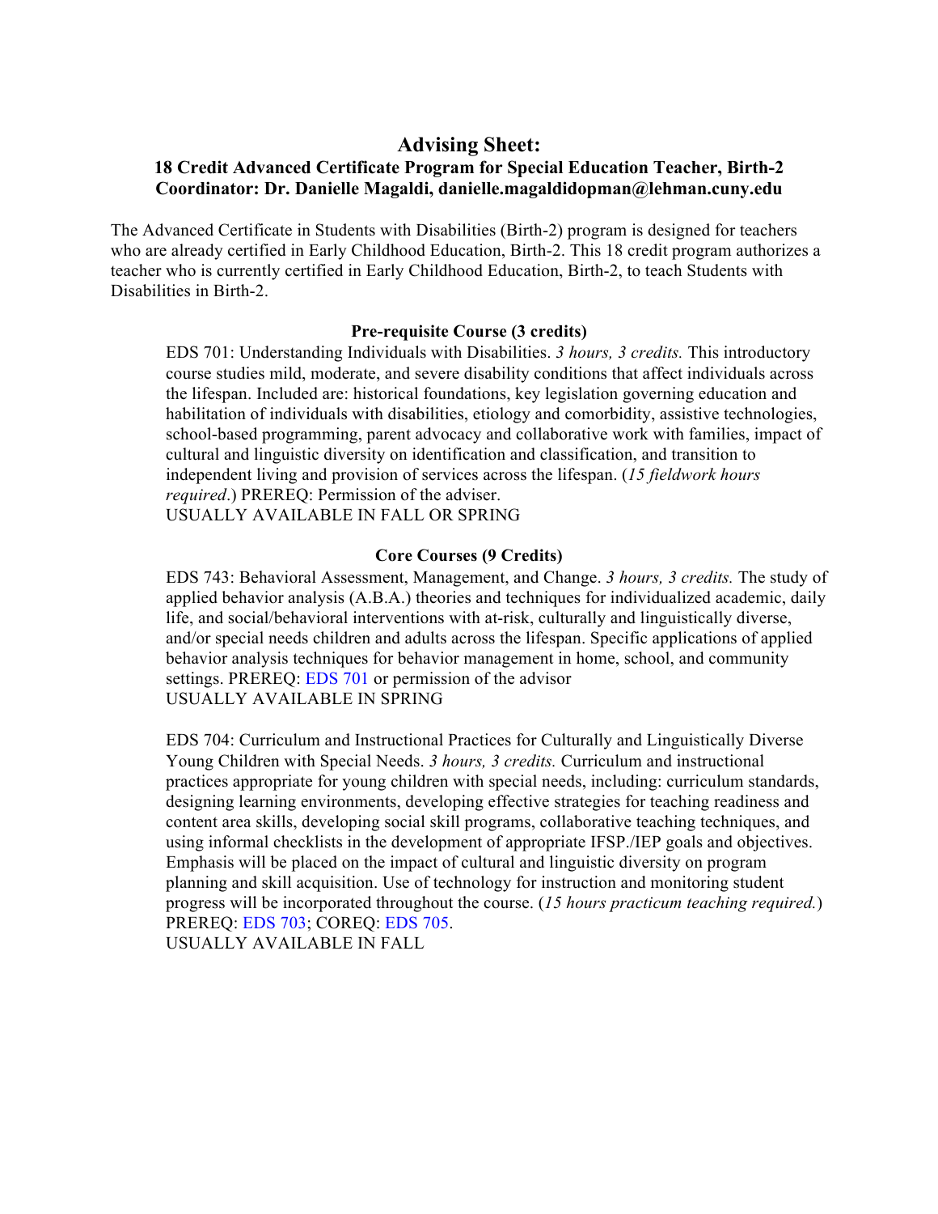# Advising Sheet:

## 18 Credit Advanced Certificate Program for Special Education Teacher, Birth-2
## Coordinator: Dr. Danielle Magaldi, danielle.magaldidopman@lehman.cuny.edu

The Advanced Certificate in Students with Disabilities (Birth-2) program is designed for teachers who are already certified in Early Childhood Education, Birth-2. This 18 credit program authorizes a teacher who is currently certified in Early Childhood Education, Birth-2, to teach Students with Disabilities in Birth-2.

### Pre-requisite Course (3 credits)

EDS 701: Understanding Individuals with Disabilities. *3 hours, 3 credits.* This introductory course studies mild, moderate, and severe disability conditions that affect individuals across the lifespan. Included are: historical foundations, key legislation governing education and habilitation of individuals with disabilities, etiology and comorbidity, assistive technologies, school-based programming, parent advocacy and collaborative work with families, impact of cultural and linguistic diversity on identification and classification, and transition to independent living and provision of services across the lifespan. (*15 fieldwork hours required*.) PREREQ: Permission of the adviser.
USUALLY AVAILABLE IN FALL OR SPRING

### Core Courses (9 Credits)

EDS 743: Behavioral Assessment, Management, and Change. *3 hours, 3 credits.* The study of applied behavior analysis (A.B.A.) theories and techniques for individualized academic, daily life, and social/behavioral interventions with at-risk, culturally and linguistically diverse, and/or special needs children and adults across the lifespan. Specific applications of applied behavior analysis techniques for behavior management in home, school, and community settings. PREREQ: EDS 701 or permission of the advisor
USUALLY AVAILABLE IN SPRING

EDS 704: Curriculum and Instructional Practices for Culturally and Linguistically Diverse Young Children with Special Needs. *3 hours, 3 credits.* Curriculum and instructional practices appropriate for young children with special needs, including: curriculum standards, designing learning environments, developing effective strategies for teaching readiness and content area skills, developing social skill programs, collaborative teaching techniques, and using informal checklists in the development of appropriate IFSP./IEP goals and objectives. Emphasis will be placed on the impact of cultural and linguistic diversity on program planning and skill acquisition. Use of technology for instruction and monitoring student progress will be incorporated throughout the course. (*15 hours practicum teaching required.*) PREREQ: EDS 703; COREQ: EDS 705.
USUALLY AVAILABLE IN FALL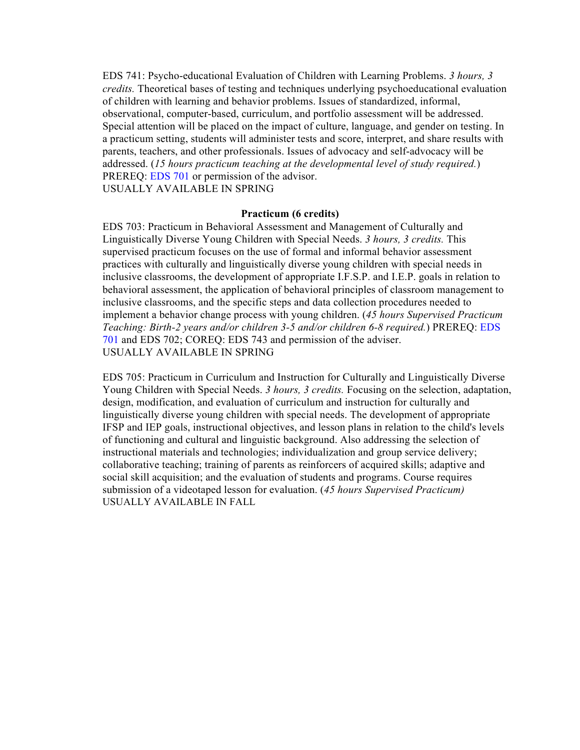EDS 741: Psycho-educational Evaluation of Children with Learning Problems. *3 hours, 3 credits.* Theoretical bases of testing and techniques underlying psychoeducational evaluation of children with learning and behavior problems. Issues of standardized, informal, observational, computer-based, curriculum, and portfolio assessment will be addressed. Special attention will be placed on the impact of culture, language, and gender on testing. In a practicum setting, students will administer tests and score, interpret, and share results with parents, teachers, and other professionals. Issues of advocacy and self-advocacy will be addressed. (*15 hours practicum teaching at the developmental level of study required.*) PREREQ: EDS 701 or permission of the advisor.
USUALLY AVAILABLE IN SPRING

**Practicum (6 credits)**

EDS 703: Practicum in Behavioral Assessment and Management of Culturally and Linguistically Diverse Young Children with Special Needs. *3 hours, 3 credits.* This supervised practicum focuses on the use of formal and informal behavior assessment practices with culturally and linguistically diverse young children with special needs in inclusive classrooms, the development of appropriate I.F.S.P. and I.E.P. goals in relation to behavioral assessment, the application of behavioral principles of classroom management to inclusive classrooms, and the specific steps and data collection procedures needed to implement a behavior change process with young children. (*45 hours Supervised Practicum Teaching: Birth-2 years and/or children 3-5 and/or children 6-8 required.*) PREREQ: EDS 701 and EDS 702; COREQ: EDS 743 and permission of the adviser.
USUALLY AVAILABLE IN SPRING

EDS 705: Practicum in Curriculum and Instruction for Culturally and Linguistically Diverse Young Children with Special Needs. *3 hours, 3 credits.* Focusing on the selection, adaptation, design, modification, and evaluation of curriculum and instruction for culturally and linguistically diverse young children with special needs. The development of appropriate IFSP and IEP goals, instructional objectives, and lesson plans in relation to the child's levels of functioning and cultural and linguistic background. Also addressing the selection of instructional materials and technologies; individualization and group service delivery; collaborative teaching; training of parents as reinforcers of acquired skills; adaptive and social skill acquisition; and the evaluation of students and programs. Course requires submission of a videotaped lesson for evaluation. (*45 hours Supervised Practicum)*
USUALLY AVAILABLE IN FALL